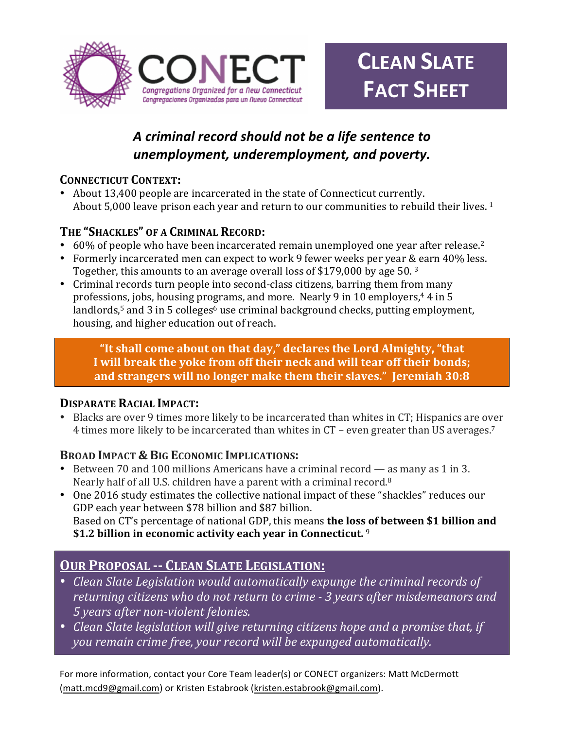CONECT

Congregations Organized for a New Connecticut

Congregaciones Organizadas para un Nuevo Connecticut

# CLEAN SLATE FACT SHEET

***A criminal record should not be a life sentence to unemployment, underemployment, and poverty.***

## CONNECTICUT CONTEXT:

- About 13,400 people are incarcerated in the state of Connecticut currently. About 5,000 leave prison each year and return to our communities to rebuild their lives. [1]

## THE "SHACKLES" OF A CRIMINAL RECORD:

- 60% of people who have been incarcerated remain unemployed one year after release.[2]
- Formerly incarcerated men can expect to work 9 fewer weeks per year & earn 40% less. Together, this amounts to an average overall loss of $179,000 by age 50. [3]
- Criminal records turn people into second-class citizens, barring them from many professions, jobs, housing programs, and more. Nearly 9 in 10 employers,[4] 4 in 5 landlords,[5] and 3 in 5 colleges[6] use criminal background checks, putting employment, housing, and higher education out of reach.

> **"It shall come about on that day," declares the Lord Almighty, "that I will break the yoke from off their neck and will tear off their bonds; and strangers will no longer make them their slaves." Jeremiah 30:8**

## DISPARATE RACIAL IMPACT:

- Blacks are over 9 times more likely to be incarcerated than whites in CT; Hispanics are over 4 times more likely to be incarcerated than whites in CT – even greater than US averages.[7]

## BROAD IMPACT & BIG ECONOMIC IMPLICATIONS:

- Between 70 and 100 millions Americans have a criminal record — as many as 1 in 3. Nearly half of all U.S. children have a parent with a criminal record.[8]
- One 2016 study estimates the collective national impact of these "shackles" reduces our GDP each year between $78 billion and $87 billion. Based on CT's percentage of national GDP, this means **the loss of between $1 billion and $1.2 billion in economic activity each year in Connecticut.** [9]

## OUR PROPOSAL -- CLEAN SLATE LEGISLATION:

- *Clean Slate Legislation would automatically expunge the criminal records of returning citizens who do not return to crime - 3 years after misdemeanors and 5 years after non-violent felonies.*
- *Clean Slate legislation will give returning citizens hope and a promise that, if you remain crime free, your record will be expunged automatically.*

For more information, contact your Core Team leader(s) or CONECT organizers: Matt McDermott (matt.mcd9@gmail.com) or Kristen Estabrook (kristen.estabrook@gmail.com).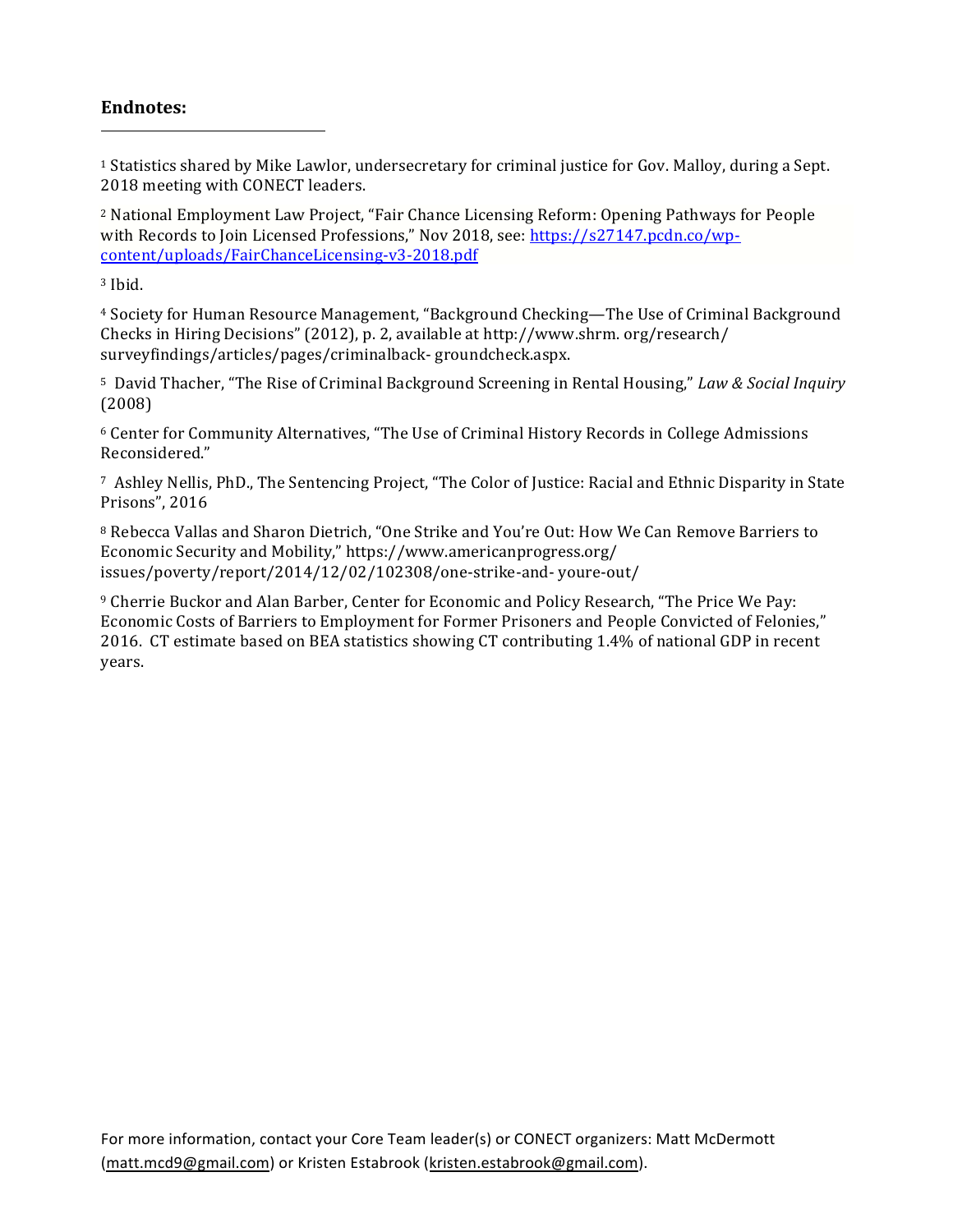**Endnotes:**

---

[1] Statistics shared by Mike Lawlor, undersecretary for criminal justice for Gov. Malloy, during a Sept. 2018 meeting with CONECT leaders.

[2] National Employment Law Project, "Fair Chance Licensing Reform: Opening Pathways for People with Records to Join Licensed Professions," Nov 2018, see: https://s27147.pcdn.co/wp-content/uploads/FairChanceLicensing-v3-2018.pdf

[3] Ibid.

[4] Society for Human Resource Management, "Background Checking—The Use of Criminal Background Checks in Hiring Decisions" (2012), p. 2, available at http://www.shrm. org/research/ surveyfindings/articles/pages/criminalback- groundcheck.aspx.

[5] David Thacher, "The Rise of Criminal Background Screening in Rental Housing," *Law & Social Inquiry* (2008)

[6] Center for Community Alternatives, "The Use of Criminal History Records in College Admissions Reconsidered."

[7] Ashley Nellis, PhD., The Sentencing Project, "The Color of Justice: Racial and Ethnic Disparity in State Prisons", 2016

[8] Rebecca Vallas and Sharon Dietrich, "One Strike and You're Out: How We Can Remove Barriers to Economic Security and Mobility," https://www.americanprogress.org/ issues/poverty/report/2014/12/02/102308/one-strike-and- youre-out/

[9] Cherrie Buckor and Alan Barber, Center for Economic and Policy Research, "The Price We Pay: Economic Costs of Barriers to Employment for Former Prisoners and People Convicted of Felonies," 2016. CT estimate based on BEA statistics showing CT contributing 1.4% of national GDP in recent years.

For more information, contact your Core Team leader(s) or CONECT organizers: Matt McDermott (matt.mcd9@gmail.com) or Kristen Estabrook (kristen.estabrook@gmail.com).